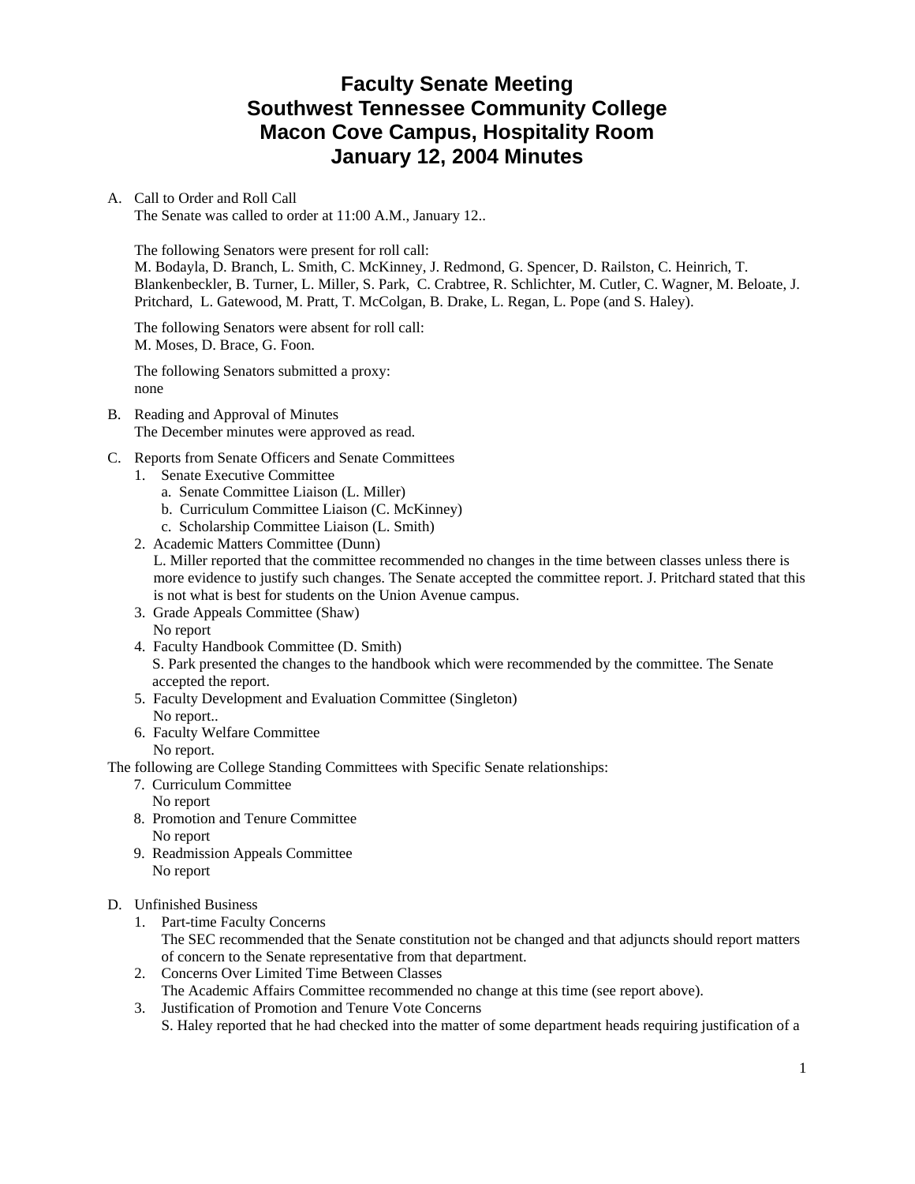# Faculty Senate Meeting
# Southwest Tennessee Community College
# Macon Cove Campus, Hospitality Room
# January 12, 2004 Minutes

A. Call to Order and Roll Call
   The Senate was called to order at 11:00 A.M., January 12..

   The following Senators were present for roll call:
   M. Bodayla, D. Branch, L. Smith, C. McKinney, J. Redmond, G. Spencer, D. Railston, C. Heinrich, T. Blankenbeckler, B. Turner, L. Miller, S. Park, C. Crabtree, R. Schlichter, M. Cutler, C. Wagner, M. Beloate, J. Pritchard, L. Gatewood, M. Pratt, T. McColgan, B. Drake, L. Regan, L. Pope (and S. Haley).

   The following Senators were absent for roll call:
   M. Moses, D. Brace, G. Foon.

   The following Senators submitted a proxy:
   none

B. Reading and Approval of Minutes
   The December minutes were approved as read.

C. Reports from Senate Officers and Senate Committees
   1. Senate Executive Committee
      a. Senate Committee Liaison (L. Miller)
      b. Curriculum Committee Liaison (C. McKinney)
      c. Scholarship Committee Liaison (L. Smith)
   2. Academic Matters Committee (Dunn)
      L. Miller reported that the committee recommended no changes in the time between classes unless there is more evidence to justify such changes. The Senate accepted the committee report. J. Pritchard stated that this is not what is best for students on the Union Avenue campus.
   3. Grade Appeals Committee (Shaw)
      No report
   4. Faculty Handbook Committee (D. Smith)
      S. Park presented the changes to the handbook which were recommended by the committee. The Senate accepted the report.
   5. Faculty Development and Evaluation Committee (Singleton)
      No report..
   6. Faculty Welfare Committee
      No report.

The following are College Standing Committees with Specific Senate relationships:

   7. Curriculum Committee
      No report
   8. Promotion and Tenure Committee
      No report
   9. Readmission Appeals Committee
      No report

D. Unfinished Business
   1. Part-time Faculty Concerns
      The SEC recommended that the Senate constitution not be changed and that adjuncts should report matters of concern to the Senate representative from that department.
   2. Concerns Over Limited Time Between Classes
      The Academic Affairs Committee recommended no change at this time (see report above).
   3. Justification of Promotion and Tenure Vote Concerns
      S. Haley reported that he had checked into the matter of some department heads requiring justification of a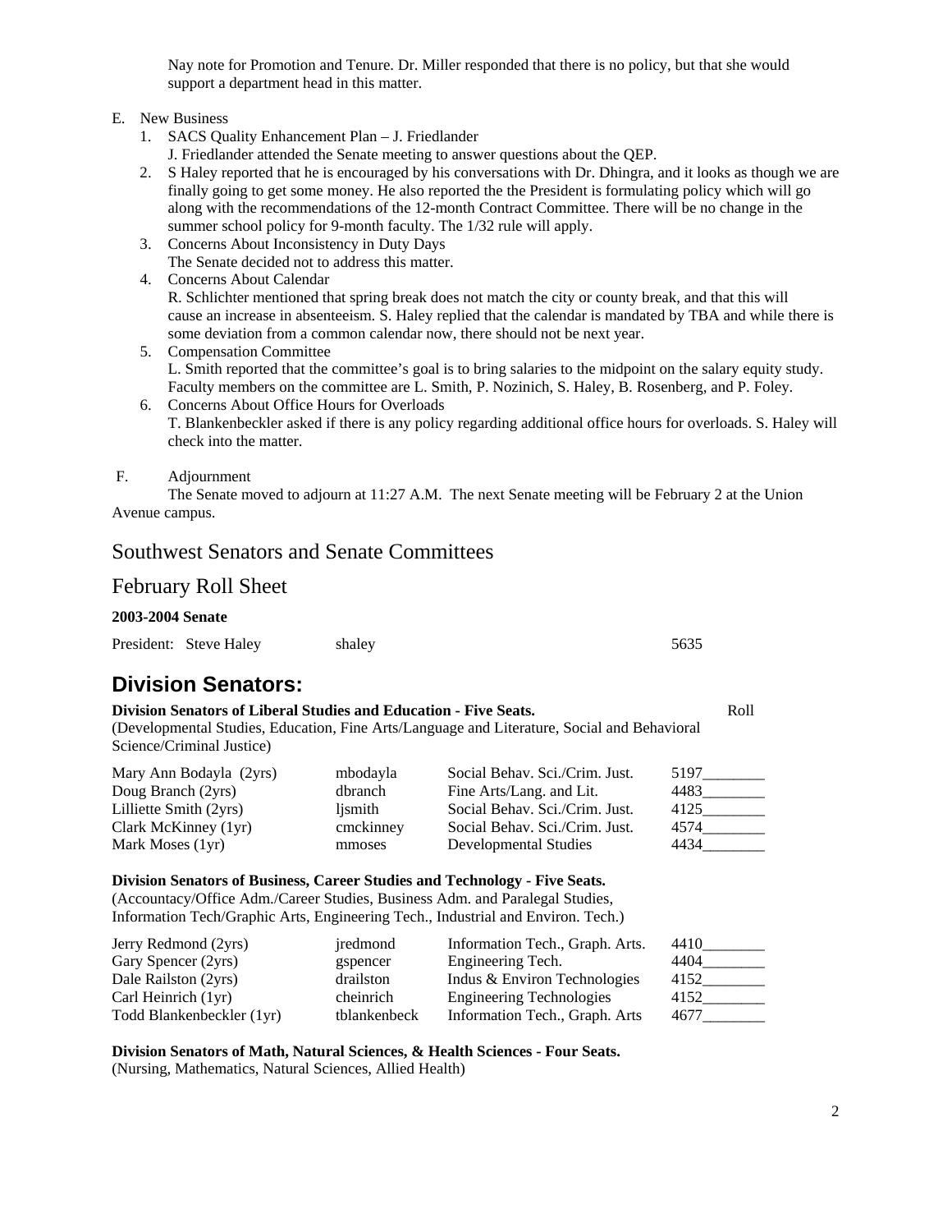Nay note for Promotion and Tenure. Dr. Miller responded that there is no policy, but that she would support a department head in this matter.

E. New Business

1. SACS Quality Enhancement Plan – J. Friedlander
   J. Friedlander attended the Senate meeting to answer questions about the QEP.
2. S Haley reported that he is encouraged by his conversations with Dr. Dhingra, and it looks as though we are finally going to get some money. He also reported the the President is formulating policy which will go along with the recommendations of the 12-month Contract Committee. There will be no change in the summer school policy for 9-month faculty. The 1/32 rule will apply.
3. Concerns About Inconsistency in Duty Days
   The Senate decided not to address this matter.
4. Concerns About Calendar
   R. Schlichter mentioned that spring break does not match the city or county break, and that this will cause an increase in absenteeism. S. Haley replied that the calendar is mandated by TBA and while there is some deviation from a common calendar now, there should not be next year.
5. Compensation Committee
   L. Smith reported that the committee's goal is to bring salaries to the midpoint on the salary equity study. Faculty members on the committee are L. Smith, P. Nozinich, S. Haley, B. Rosenberg, and P. Foley.
6. Concerns About Office Hours for Overloads
   T. Blankenbeckler asked if there is any policy regarding additional office hours for overloads. S. Haley will check into the matter.

F. Adjournment

The Senate moved to adjourn at 11:27 A.M. The next Senate meeting will be February 2 at the Union Avenue campus.

## Southwest Senators and Senate Committees

## February Roll Sheet

**2003-2004 Senate**

President: Steve Haley shaley 5635

# Division Senators:

**Division Senators of Liberal Studies and Education - Five Seats.** Roll
(Developmental Studies, Education, Fine Arts/Language and Literature, Social and Behavioral Science/Criminal Justice)

| | | | |
|---|---|---|---|
| Mary Ann Bodayla (2yrs) | mbodayla | Social Behav. Sci./Crim. Just. | 5197________ |
| Doug Branch (2yrs) | dbranch | Fine Arts/Lang. and Lit. | 4483________ |
| Lilliette Smith (2yrs) | ljsmith | Social Behav. Sci./Crim. Just. | 4125________ |
| Clark McKinney (1yr) | cmckinney | Social Behav. Sci./Crim. Just. | 4574________ |
| Mark Moses (1yr) | mmoses | Developmental Studies | 4434________ |

**Division Senators of Business, Career Studies and Technology - Five Seats.**
(Accountancy/Office Adm./Career Studies, Business Adm. and Paralegal Studies, Information Tech/Graphic Arts, Engineering Tech., Industrial and Environ. Tech.)

| | | | |
|---|---|---|---|
| Jerry Redmond (2yrs) | jredmond | Information Tech., Graph. Arts. | 4410________ |
| Gary Spencer (2yrs) | gspencer | Engineering Tech. | 4404________ |
| Dale Railston (2yrs) | drailston | Indus & Environ Technologies | 4152________ |
| Carl Heinrich (1yr) | cheinrich | Engineering Technologies | 4152________ |
| Todd Blankenbeckler (1yr) | tblankenbeck | Information Tech., Graph. Arts | 4677________ |

**Division Senators of Math, Natural Sciences, & Health Sciences - Four Seats.**
(Nursing, Mathematics, Natural Sciences, Allied Health)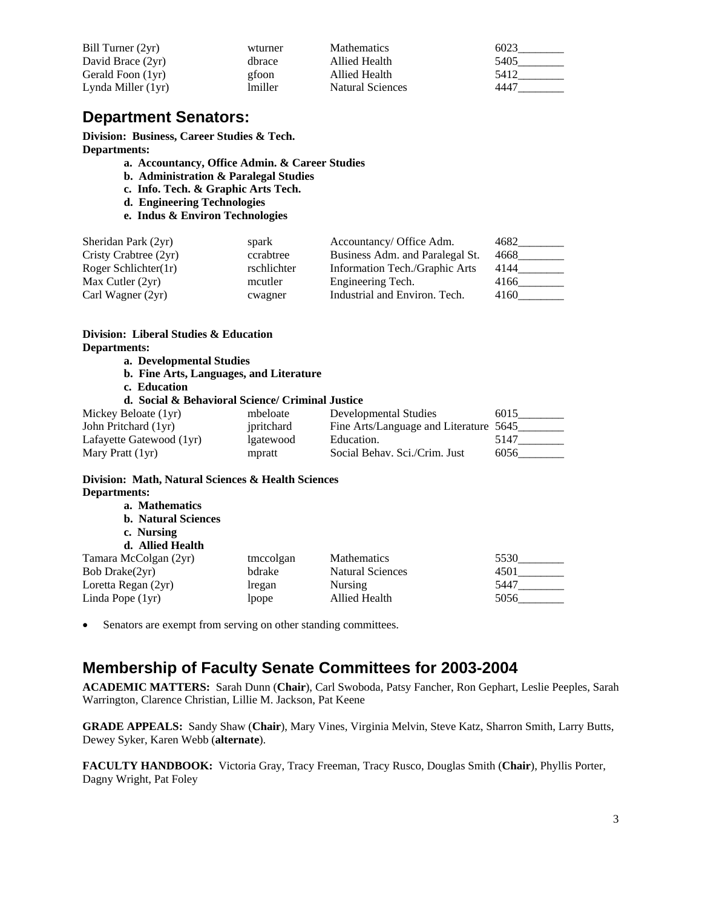| | | | |
|---|---|---|---|
| Bill Turner (2yr) | wturner | Mathematics | 6023________ |
| David Brace (2yr) | dbrace | Allied Health | 5405________ |
| Gerald Foon (1yr) | gfoon | Allied Health | 5412________ |
| Lynda Miller (1yr) | lmiller | Natural Sciences | 4447________ |

## Department Senators:

**Division: Business, Career Studies & Tech.**
**Departments:**

- **a. Accountancy, Office Admin. & Career Studies**
- **b. Administration & Paralegal Studies**
- **c. Info. Tech. & Graphic Arts Tech.**
- **d. Engineering Technologies**
- **e. Indus & Environ Technologies**

| | | | |
|---|---|---|---|
| Sheridan Park (2yr) | spark | Accountancy/ Office Adm. | 4682________ |
| Cristy Crabtree (2yr) | ccrabtree | Business Adm. and Paralegal St. | 4668________ |
| Roger Schlichter(1r) | rschlichter | Information Tech./Graphic Arts | 4144________ |
| Max Cutler (2yr) | mcutler | Engineering Tech. | 4166________ |
| Carl Wagner (2yr) | cwagner | Industrial and Environ. Tech. | 4160________ |

**Division: Liberal Studies & Education**
**Departments:**

- **a. Developmental Studies**
- **b. Fine Arts, Languages, and Literature**
- **c. Education**
- **d. Social & Behavioral Science/ Criminal Justice**

| | | | |
|---|---|---|---|
| Mickey Beloate (1yr) | mbeloate | Developmental Studies | 6015________ |
| John Pritchard (1yr) | jpritchard | Fine Arts/Language and Literature | 5645________ |
| Lafayette Gatewood (1yr) | lgatewood | Education. | 5147________ |
| Mary Pratt (1yr) | mpratt | Social Behav. Sci./Crim. Just | 6056________ |

**Division: Math, Natural Sciences & Health Sciences**
**Departments:**

- **a. Mathematics**
- **b. Natural Sciences**
- **c. Nursing**
- **d. Allied Health**

| | | | |
|---|---|---|---|
| Tamara McColgan (2yr) | tmccolgan | Mathematics | 5530________ |
| Bob Drake(2yr) | bdrake | Natural Sciences | 4501________ |
| Loretta Regan (2yr) | lregan | Nursing | 5447________ |
| Linda Pope (1yr) | lpope | Allied Health | 5056________ |

- Senators are exempt from serving on other standing committees.

## Membership of Faculty Senate Committees for 2003-2004

**ACADEMIC MATTERS:** Sarah Dunn (**Chair**), Carl Swoboda, Patsy Fancher, Ron Gephart, Leslie Peeples, Sarah Warrington, Clarence Christian, Lillie M. Jackson, Pat Keene

**GRADE APPEALS:** Sandy Shaw (**Chair**), Mary Vines, Virginia Melvin, Steve Katz, Sharron Smith, Larry Butts, Dewey Syker, Karen Webb (**alternate**).

**FACULTY HANDBOOK:** Victoria Gray, Tracy Freeman, Tracy Rusco, Douglas Smith (**Chair**), Phyllis Porter, Dagny Wright, Pat Foley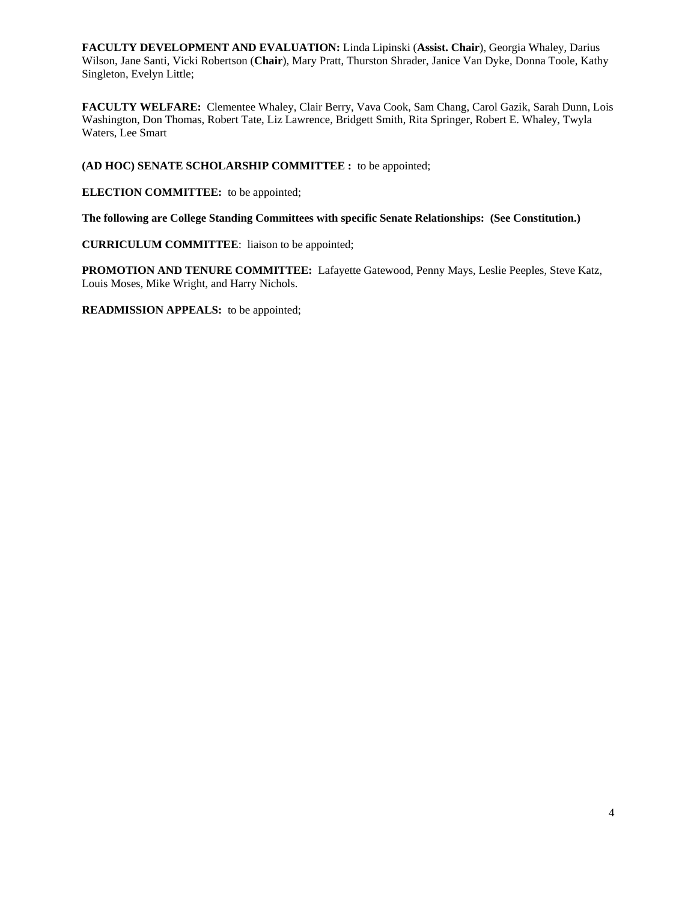**FACULTY DEVELOPMENT AND EVALUATION:** Linda Lipinski (**Assist. Chair**), Georgia Whaley, Darius Wilson, Jane Santi, Vicki Robertson (**Chair**), Mary Pratt, Thurston Shrader, Janice Van Dyke, Donna Toole, Kathy Singleton, Evelyn Little;

**FACULTY WELFARE:** Clementee Whaley, Clair Berry, Vava Cook, Sam Chang, Carol Gazik, Sarah Dunn, Lois Washington, Don Thomas, Robert Tate, Liz Lawrence, Bridgett Smith, Rita Springer, Robert E. Whaley, Twyla Waters, Lee Smart

**(AD HOC) SENATE SCHOLARSHIP COMMITTEE :** to be appointed;

**ELECTION COMMITTEE:** to be appointed;

**The following are College Standing Committees with specific Senate Relationships: (See Constitution.)**

**CURRICULUM COMMITTEE**: liaison to be appointed;

**PROMOTION AND TENURE COMMITTEE:** Lafayette Gatewood, Penny Mays, Leslie Peeples, Steve Katz, Louis Moses, Mike Wright, and Harry Nichols.

**READMISSION APPEALS:** to be appointed;